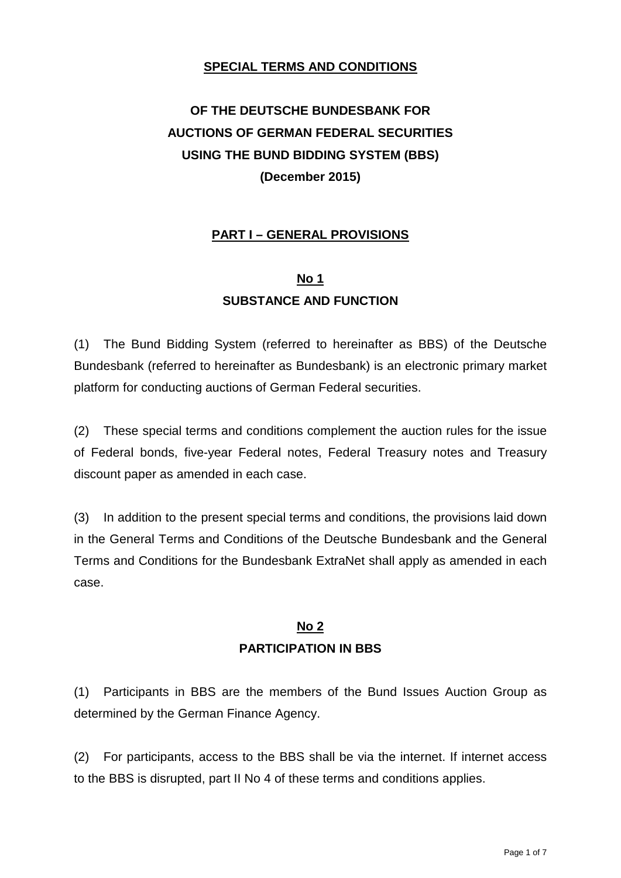# SPECIAL TERMS AND CONDITIONS

# OF THE DEUTSCHE BUNDESBANK FOR AUCTIONS OF GERMAN FEDERAL SECURITIES USING THE BUND BIDDING SYSTEM (BBS) (December 2015)

## PART I – GENERAL PROVISIONS

### No 1
### SUBSTANCE AND FUNCTION

(1) The Bund Bidding System (referred to hereinafter as BBS) of the Deutsche Bundesbank (referred to hereinafter as Bundesbank) is an electronic primary market platform for conducting auctions of German Federal securities.

(2) These special terms and conditions complement the auction rules for the issue of Federal bonds, five-year Federal notes, Federal Treasury notes and Treasury discount paper as amended in each case.

(3) In addition to the present special terms and conditions, the provisions laid down in the General Terms and Conditions of the Deutsche Bundesbank and the General Terms and Conditions for the Bundesbank ExtraNet shall apply as amended in each case.

### No 2
### PARTICIPATION IN BBS

(1) Participants in BBS are the members of the Bund Issues Auction Group as determined by the German Finance Agency.

(2) For participants, access to the BBS shall be via the internet. If internet access to the BBS is disrupted, part II No 4 of these terms and conditions applies.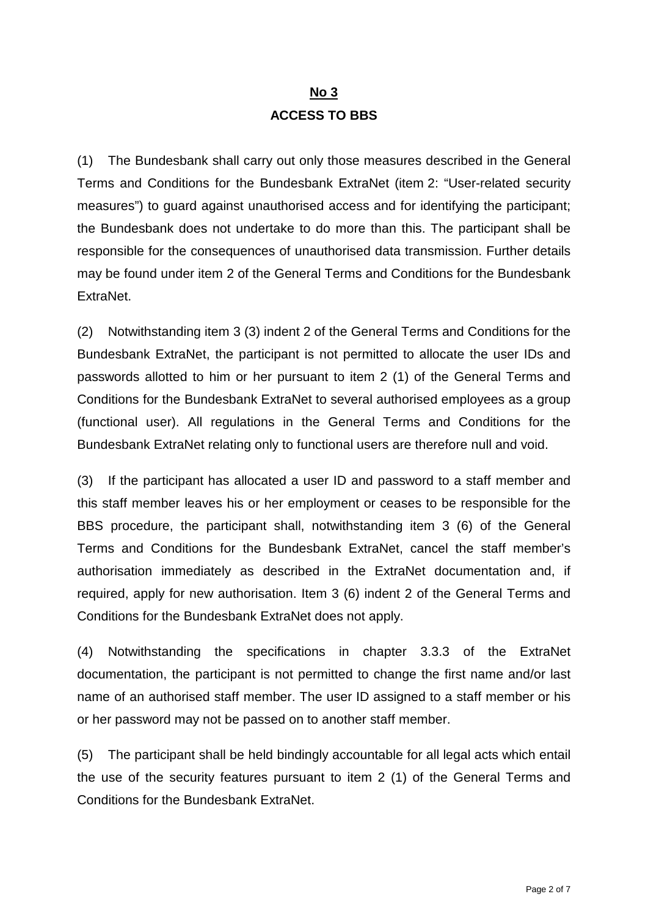## No 3

## ACCESS TO BBS

(1) The Bundesbank shall carry out only those measures described in the General Terms and Conditions for the Bundesbank ExtraNet (item 2: "User-related security measures") to guard against unauthorised access and for identifying the participant; the Bundesbank does not undertake to do more than this. The participant shall be responsible for the consequences of unauthorised data transmission. Further details may be found under item 2 of the General Terms and Conditions for the Bundesbank ExtraNet.

(2) Notwithstanding item 3 (3) indent 2 of the General Terms and Conditions for the Bundesbank ExtraNet, the participant is not permitted to allocate the user IDs and passwords allotted to him or her pursuant to item 2 (1) of the General Terms and Conditions for the Bundesbank ExtraNet to several authorised employees as a group (functional user). All regulations in the General Terms and Conditions for the Bundesbank ExtraNet relating only to functional users are therefore null and void.

(3) If the participant has allocated a user ID and password to a staff member and this staff member leaves his or her employment or ceases to be responsible for the BBS procedure, the participant shall, notwithstanding item 3 (6) of the General Terms and Conditions for the Bundesbank ExtraNet, cancel the staff member's authorisation immediately as described in the ExtraNet documentation and, if required, apply for new authorisation. Item 3 (6) indent 2 of the General Terms and Conditions for the Bundesbank ExtraNet does not apply.

(4) Notwithstanding the specifications in chapter 3.3.3 of the ExtraNet documentation, the participant is not permitted to change the first name and/or last name of an authorised staff member. The user ID assigned to a staff member or his or her password may not be passed on to another staff member.

(5) The participant shall be held bindingly accountable for all legal acts which entail the use of the security features pursuant to item 2 (1) of the General Terms and Conditions for the Bundesbank ExtraNet.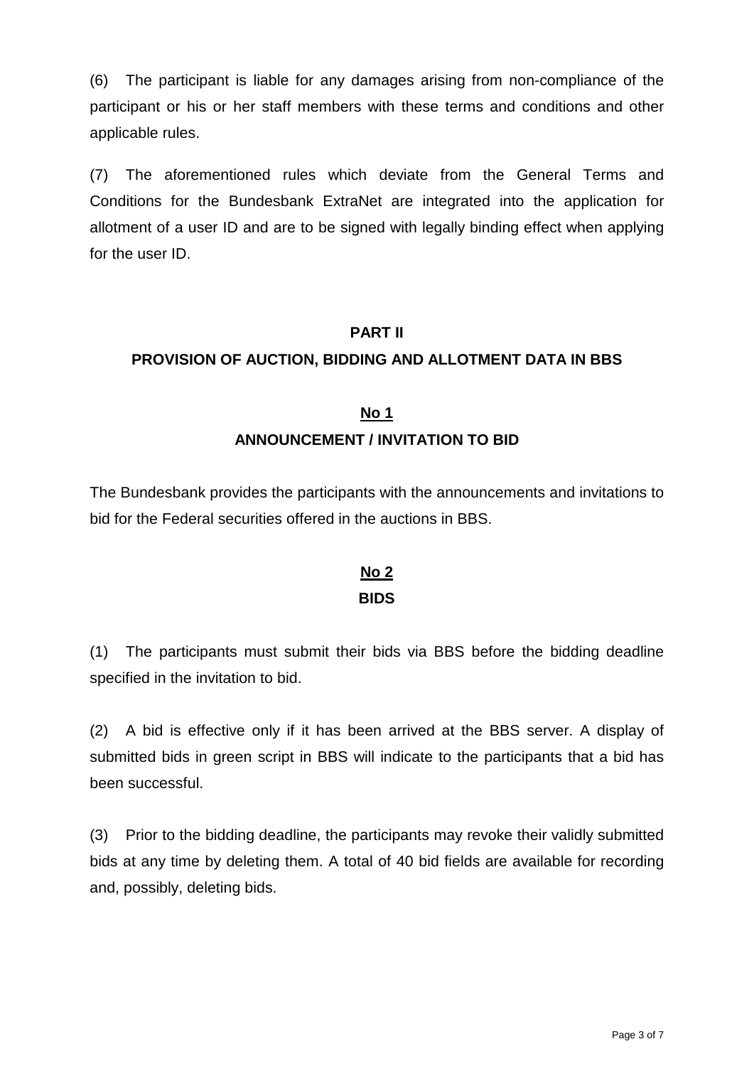(6) The participant is liable for any damages arising from non-compliance of the participant or his or her staff members with these terms and conditions and other applicable rules.

(7) The aforementioned rules which deviate from the General Terms and Conditions for the Bundesbank ExtraNet are integrated into the application for allotment of a user ID and are to be signed with legally binding effect when applying for the user ID.

## PART II

## PROVISION OF AUCTION, BIDDING AND ALLOTMENT DATA IN BBS

### No 1

### ANNOUNCEMENT / INVITATION TO BID

The Bundesbank provides the participants with the announcements and invitations to bid for the Federal securities offered in the auctions in BBS.

### No 2

### BIDS

(1) The participants must submit their bids via BBS before the bidding deadline specified in the invitation to bid.

(2) A bid is effective only if it has been arrived at the BBS server. A display of submitted bids in green script in BBS will indicate to the participants that a bid has been successful.

(3) Prior to the bidding deadline, the participants may revoke their validly submitted bids at any time by deleting them. A total of 40 bid fields are available for recording and, possibly, deleting bids.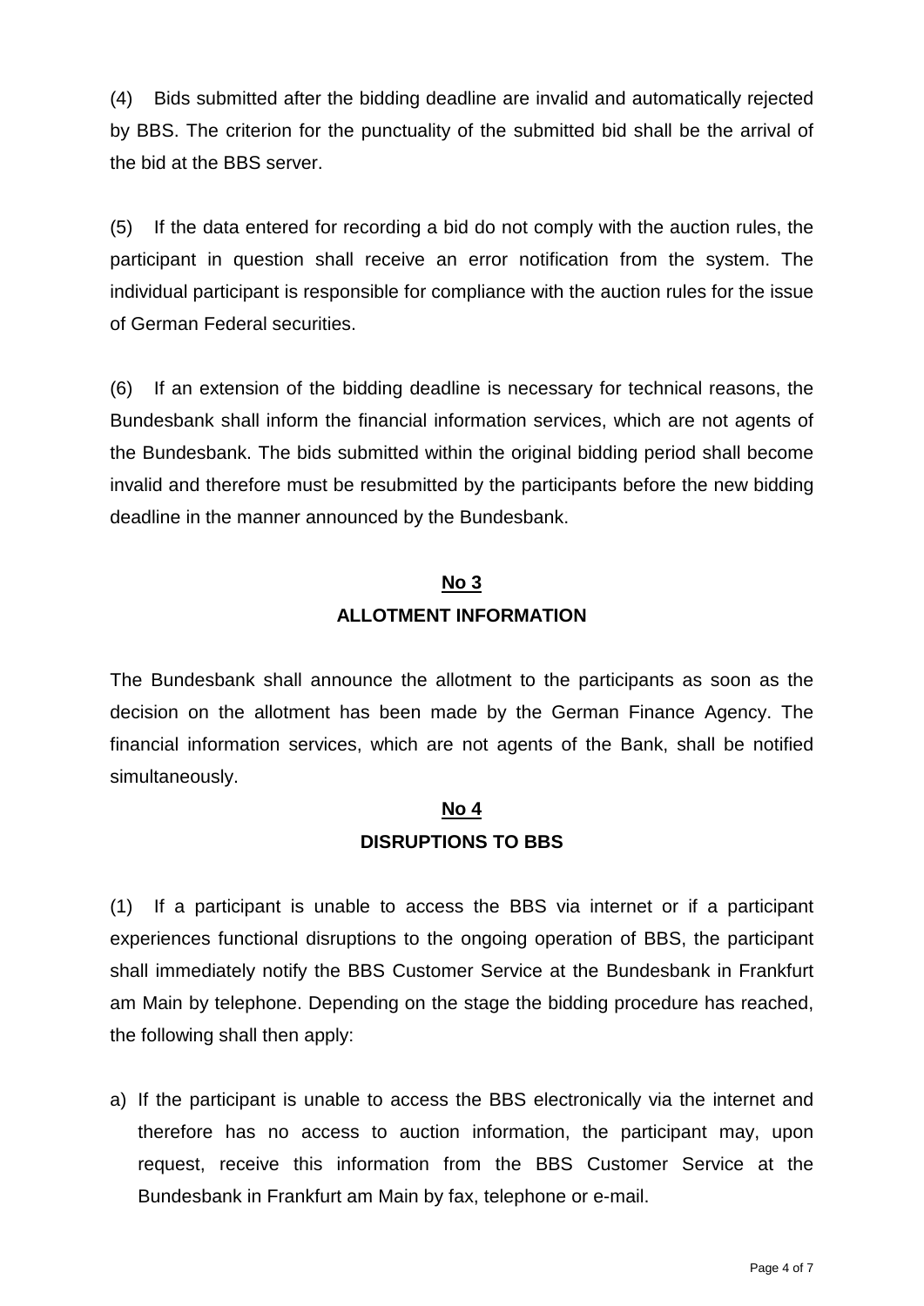(4) Bids submitted after the bidding deadline are invalid and automatically rejected by BBS. The criterion for the punctuality of the submitted bid shall be the arrival of the bid at the BBS server.

(5) If the data entered for recording a bid do not comply with the auction rules, the participant in question shall receive an error notification from the system. The individual participant is responsible for compliance with the auction rules for the issue of German Federal securities.

(6) If an extension of the bidding deadline is necessary for technical reasons, the Bundesbank shall inform the financial information services, which are not agents of the Bundesbank. The bids submitted within the original bidding period shall become invalid and therefore must be resubmitted by the participants before the new bidding deadline in the manner announced by the Bundesbank.

## No 3

## ALLOTMENT INFORMATION

The Bundesbank shall announce the allotment to the participants as soon as the decision on the allotment has been made by the German Finance Agency. The financial information services, which are not agents of the Bank, shall be notified simultaneously.

## No 4

## DISRUPTIONS TO BBS

(1) If a participant is unable to access the BBS via internet or if a participant experiences functional disruptions to the ongoing operation of BBS, the participant shall immediately notify the BBS Customer Service at the Bundesbank in Frankfurt am Main by telephone. Depending on the stage the bidding procedure has reached, the following shall then apply:

a) If the participant is unable to access the BBS electronically via the internet and therefore has no access to auction information, the participant may, upon request, receive this information from the BBS Customer Service at the Bundesbank in Frankfurt am Main by fax, telephone or e-mail.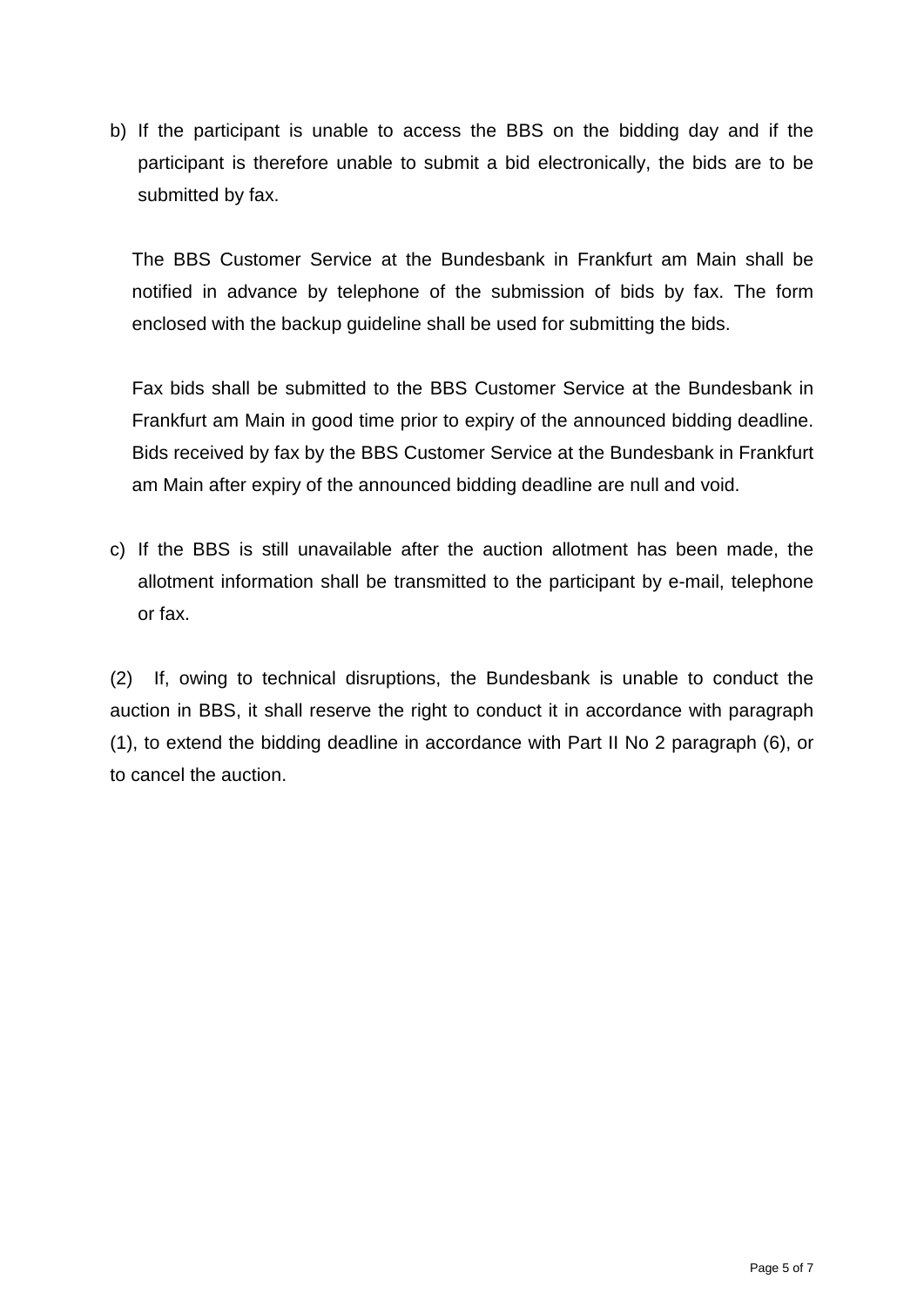b) If the participant is unable to access the BBS on the bidding day and if the participant is therefore unable to submit a bid electronically, the bids are to be submitted by fax.

   The BBS Customer Service at the Bundesbank in Frankfurt am Main shall be notified in advance by telephone of the submission of bids by fax. The form enclosed with the backup guideline shall be used for submitting the bids.

   Fax bids shall be submitted to the BBS Customer Service at the Bundesbank in Frankfurt am Main in good time prior to expiry of the announced bidding deadline. Bids received by fax by the BBS Customer Service at the Bundesbank in Frankfurt am Main after expiry of the announced bidding deadline are null and void.

c) If the BBS is still unavailable after the auction allotment has been made, the allotment information shall be transmitted to the participant by e-mail, telephone or fax.

(2) If, owing to technical disruptions, the Bundesbank is unable to conduct the auction in BBS, it shall reserve the right to conduct it in accordance with paragraph (1), to extend the bidding deadline in accordance with Part II No 2 paragraph (6), or to cancel the auction.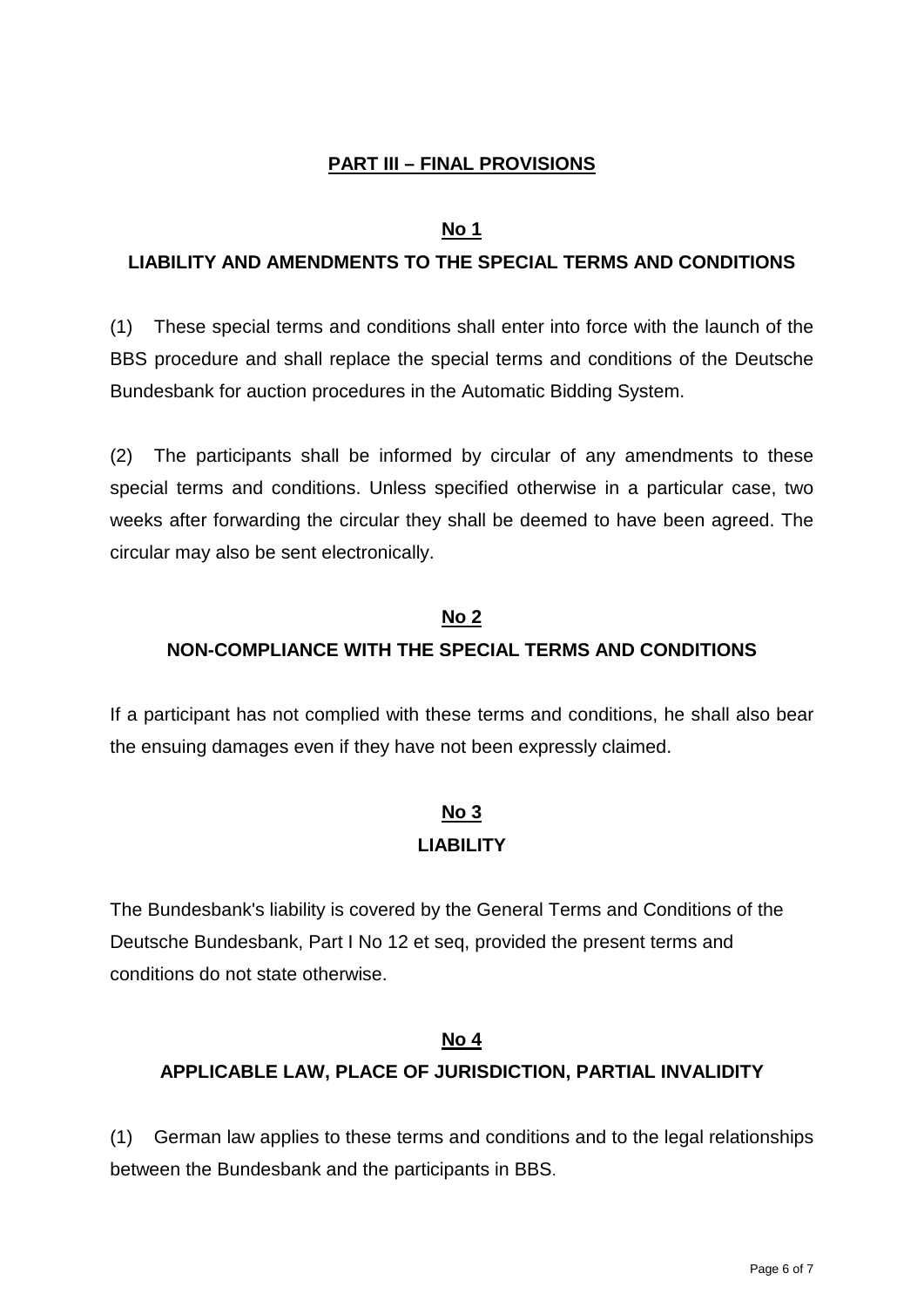## PART III – FINAL PROVISIONS

### No 1

### LIABILITY AND AMENDMENTS TO THE SPECIAL TERMS AND CONDITIONS

(1) These special terms and conditions shall enter into force with the launch of the BBS procedure and shall replace the special terms and conditions of the Deutsche Bundesbank for auction procedures in the Automatic Bidding System.

(2) The participants shall be informed by circular of any amendments to these special terms and conditions. Unless specified otherwise in a particular case, two weeks after forwarding the circular they shall be deemed to have been agreed. The circular may also be sent electronically.

### No 2

### NON-COMPLIANCE WITH THE SPECIAL TERMS AND CONDITIONS

If a participant has not complied with these terms and conditions, he shall also bear the ensuing damages even if they have not been expressly claimed.

### No 3

### LIABILITY

The Bundesbank's liability is covered by the General Terms and Conditions of the Deutsche Bundesbank, Part I No 12 et seq, provided the present terms and conditions do not state otherwise.

### No 4

### APPLICABLE LAW, PLACE OF JURISDICTION, PARTIAL INVALIDITY

(1) German law applies to these terms and conditions and to the legal relationships between the Bundesbank and the participants in BBS.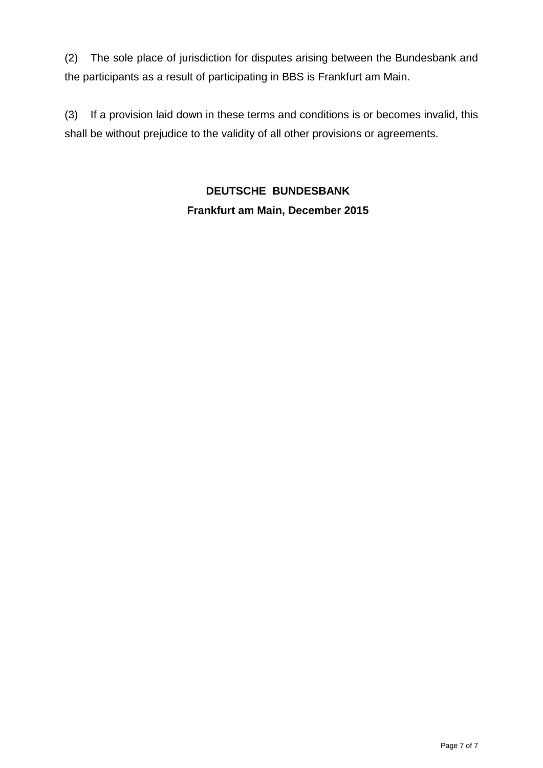(2) The sole place of jurisdiction for disputes arising between the Bundesbank and the participants as a result of participating in BBS is Frankfurt am Main.

(3) If a provision laid down in these terms and conditions is or becomes invalid, this shall be without prejudice to the validity of all other provisions or agreements.

**DEUTSCHE BUNDESBANK**

**Frankfurt am Main, December 2015**